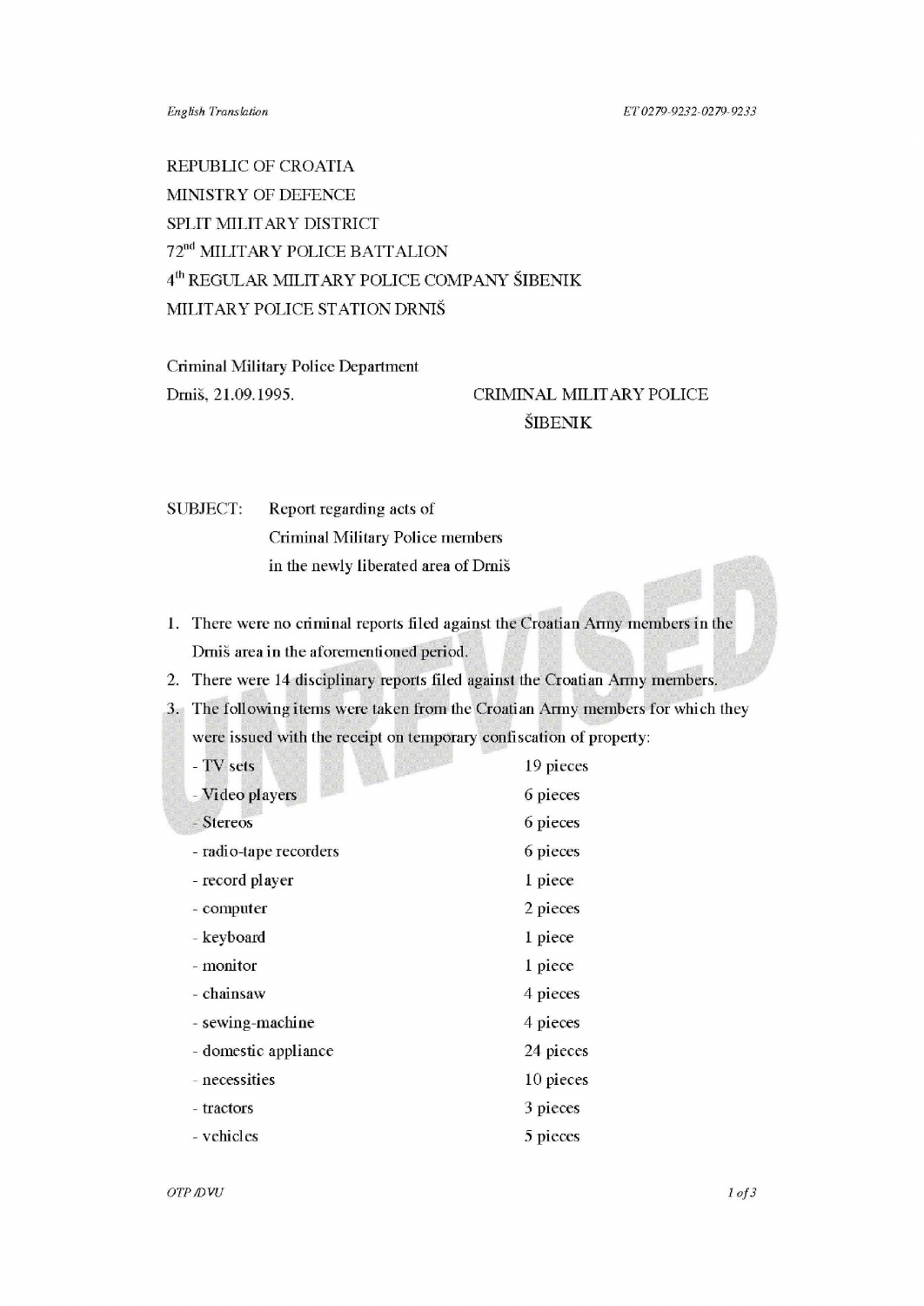*English Translation* ET 0279-9232-0279-9233

REPUBLIC OF CROATIA
MINISTRY OF DEFENCE
SPLIT MILITARY DISTRICT
72nd MILITARY POLICE BATTALION
4th REGULAR MILITARY POLICE COMPANY ŠIBENIK
MILITARY POLICE STATION DRNIŠ

Criminal Military Police Department
Drniš, 21.09.1995.

CRIMINAL MILITARY POLICE
ŠIBENIK

SUBJECT: Report regarding acts of Criminal Military Police members in the newly liberated area of Drniš

1. There were no criminal reports filed against the Croatian Army members in the Drniš area in the aforementioned period.
2. There were 14 disciplinary reports filed against the Croatian Army members.
3. The following items were taken from the Croatian Army members for which they were issued with the receipt on temporary confiscation of property:

| | |
|---|---|
| - TV sets | 19 pieces |
| - Video players | 6 pieces |
| - Stereos | 6 pieces |
| - radio-tape recorders | 6 pieces |
| - record player | 1 piece |
| - computer | 2 pieces |
| - keyboard | 1 piece |
| - monitor | 1 piece |
| - chainsaw | 4 pieces |
| - sewing-machine | 4 pieces |
| - domestic appliance | 24 pieces |
| - necessities | 10 pieces |
| - tractors | 3 pieces |
| - vehicles | 5 pieces |

OTP /DVU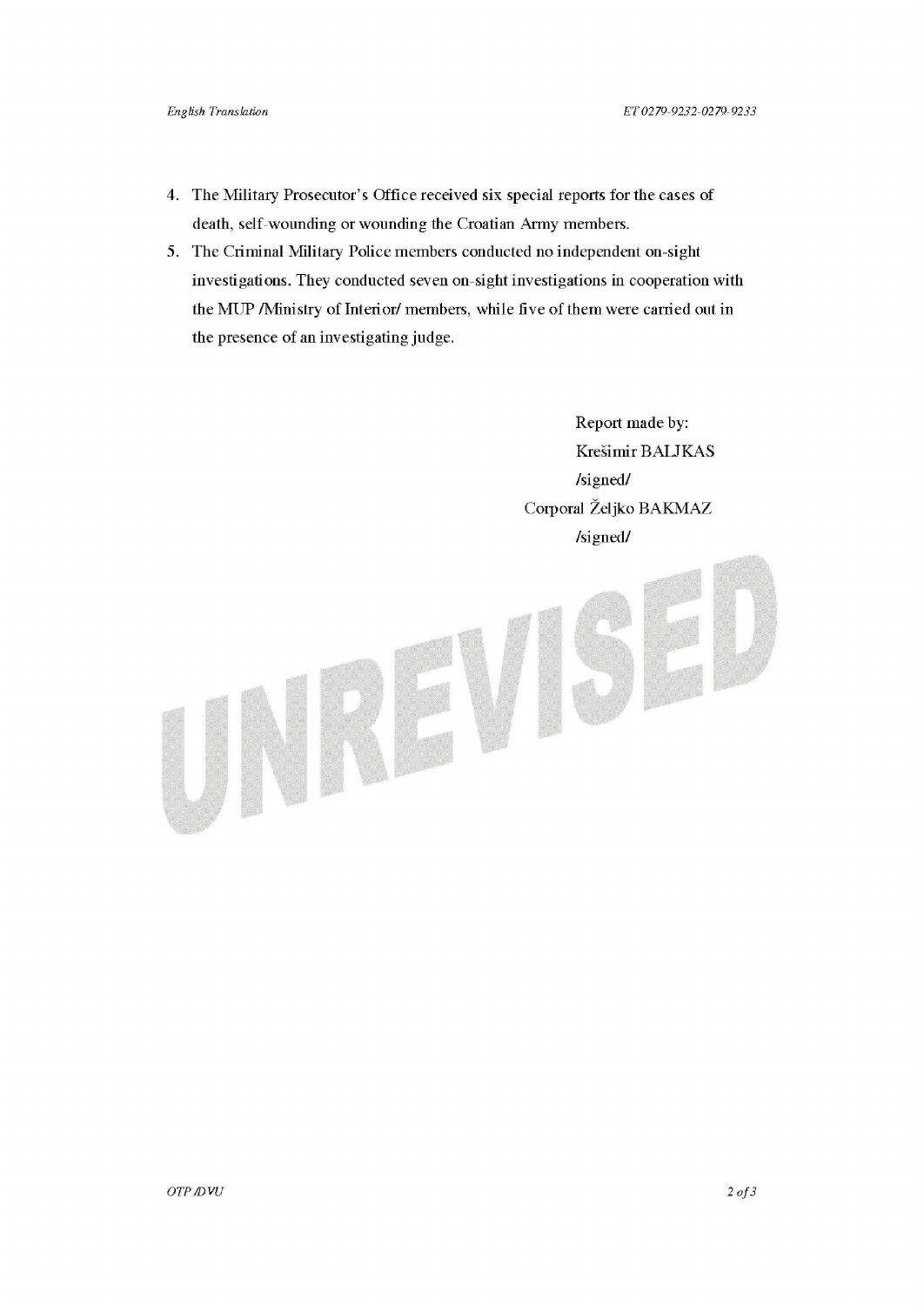4. The Military Prosecutor's Office received six special reports for the cases of death, self-wounding or wounding the Croatian Army members.
5. The Criminal Military Police members conducted no independent on-sight investigations. They conducted seven on-sight investigations in cooperation with the MUP /Ministry of Interior/ members, while five of them were carried out in the presence of an investigating judge.

Report made by:
Krešimir BALJKAS
/signed/
Corporal Željko BAKMAZ
/signed/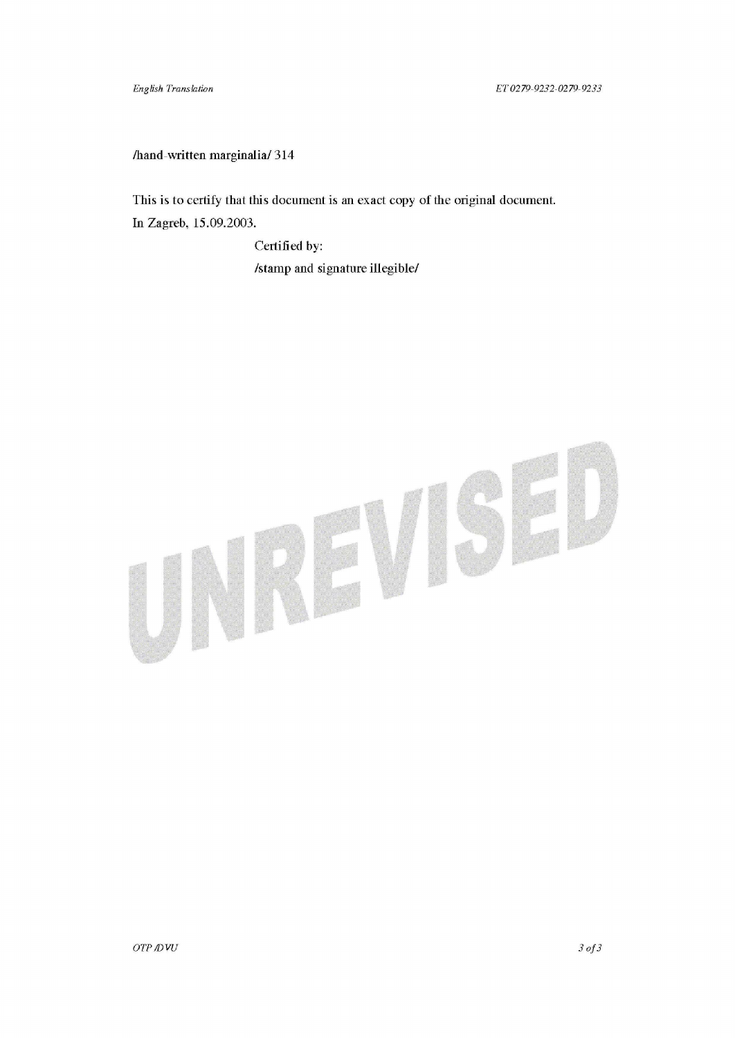/hand-written marginalia/ 314

This is to certify that this document is an exact copy of the original document.

In Zagreb, 15.09.2003.

Certified by:

/stamp and signature illegible/